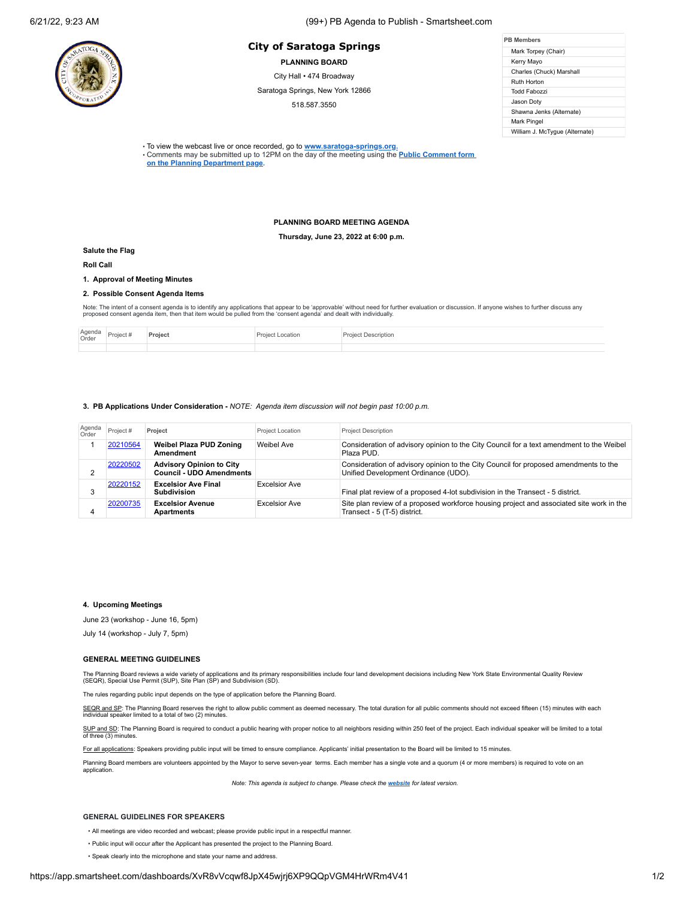# City of Saratoga Springs

**PLANNING BOARD**

City Hall • 474 Broadway

Saratoga Springs, New York 12866

518.587.3550

| PB Members |
|---|
| Mark Torpey (Chair) |
| Kerry Mayo |
| Charles (Chuck) Marshall |
| Ruth Horton |
| Todd Fabozzi |
| Jason Doty |
| Shawna Jenks (Alternate) |
| Mark Pingel |
| William J. McTygue (Alternate) |

- To view the webcast live or once recorded, go to **www.saratoga-springs.org.**
- Comments may be submitted up to 12PM on the day of the meeting using the **Public Comment form on the Planning Department page**.

**PLANNING BOARD MEETING AGENDA**

**Thursday, June 23, 2022 at 6:00 p.m.**

**Salute the Flag**

**Roll Call**

**1. Approval of Meeting Minutes**

**2. Possible Consent Agenda Items**

Note: The intent of a consent agenda is to identify any applications that appear to be 'approvable' without need for further evaluation or discussion. If anyone wishes to further discuss any proposed consent agenda item, then that item would be pulled from the 'consent agenda' and dealt with individually.

| Agenda Order | Project # | Project | Project Location | Project Description |
|---|---|---|---|---|
| | | | | |

**3. PB Applications Under Consideration -** *NOTE: Agenda item discussion will not begin past 10:00 p.m.*

| Agenda Order | Project # | Project | Project Location | Project Description |
|---|---|---|---|---|
| 1 | 20210564 | **Weibel Plaza PUD Zoning Amendment** | Weibel Ave | Consideration of advisory opinion to the City Council for a text amendment to the Weibel Plaza PUD. |
| 2 | 20220502 | **Advisory Opinion to City Council - UDO Amendments** | | Consideration of advisory opinion to the City Council for proposed amendments to the Unified Development Ordinance (UDO). |
| 3 | 20220152 | **Excelsior Ave Final Subdivision** | Excelsior Ave | Final plat review of a proposed 4-lot subdivision in the Transect - 5 district. |
| 4 | 20200735 | **Excelsior Avenue Apartments** | Excelsior Ave | Site plan review of a proposed workforce housing project and associated site work in the Transect - 5 (T-5) district. |

**4. Upcoming Meetings**

June 23 (workshop - June 16, 5pm)

July 14 (workshop - July 7, 5pm)

**GENERAL MEETING GUIDELINES**

The Planning Board reviews a wide variety of applications and its primary responsibilities include four land development decisions including New York State Environmental Quality Review (SEQR), Special Use Permit (SUP), Site Plan (SP) and Subdivision (SD).

The rules regarding public input depends on the type of application before the Planning Board.

SEQR and SP: The Planning Board reserves the right to allow public comment as deemed necessary. The total duration for all public comments should not exceed fifteen (15) minutes with each individual speaker limited to a total of two (2) minutes.

SUP and SD: The Planning Board is required to conduct a public hearing with proper notice to all neighbors residing within 250 feet of the project. Each individual speaker will be limited to a total of three (3) minutes.

For all applications: Speakers providing public input will be timed to ensure compliance. Applicants' initial presentation to the Board will be limited to 15 minutes.

Planning Board members are volunteers appointed by the Mayor to serve seven-year terms. Each member has a single vote and a quorum (4 or more members) is required to vote on an application.

*Note: This agenda is subject to change. Please check the **website** for latest version.*

**GENERAL GUIDELINES FOR SPEAKERS**

- All meetings are video recorded and webcast; please provide public input in a respectful manner.
- Public input will occur after the Applicant has presented the project to the Planning Board.
- Speak clearly into the microphone and state your name and address.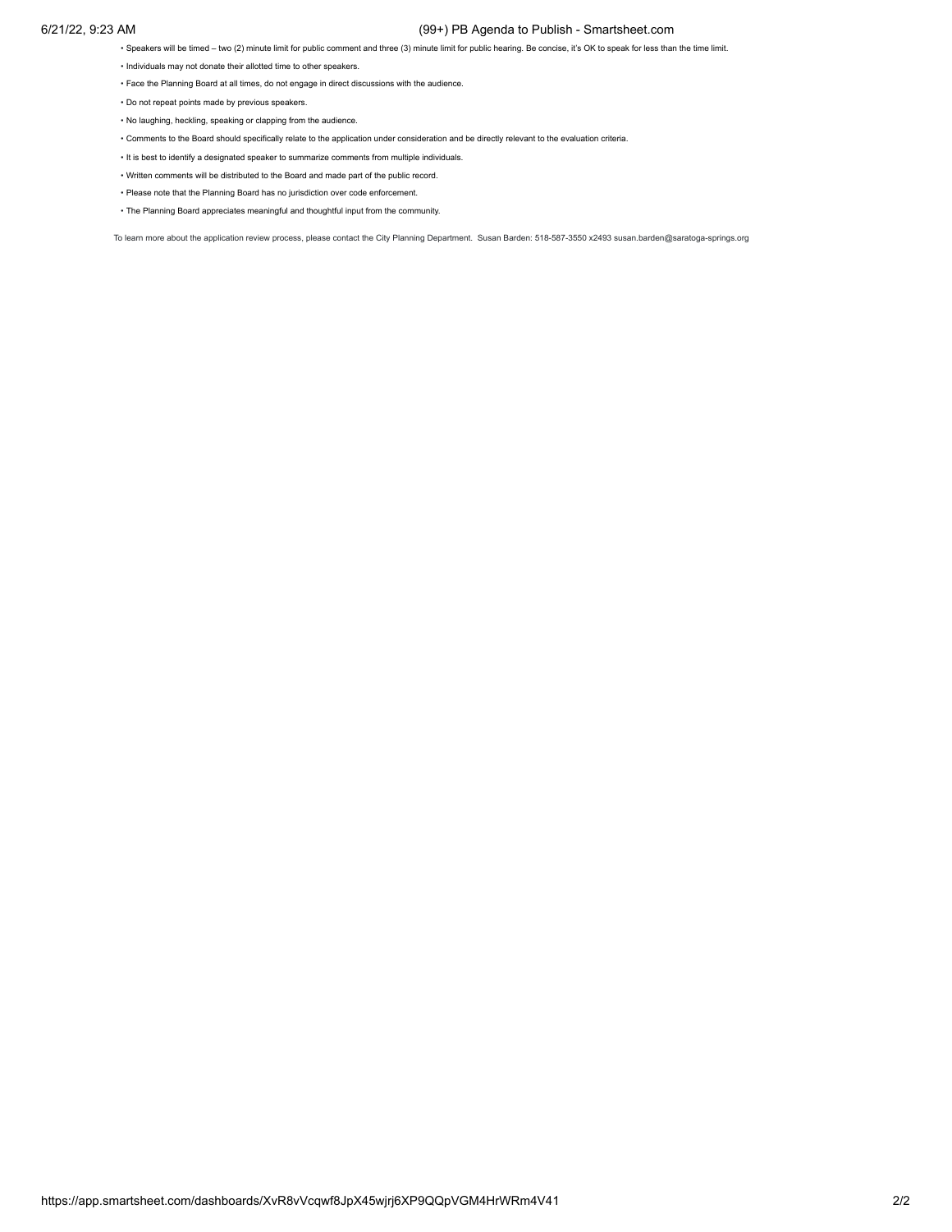- Speakers will be timed – two (2) minute limit for public comment and three (3) minute limit for public hearing. Be concise, it's OK to speak for less than the time limit.
- Individuals may not donate their allotted time to other speakers.
- Face the Planning Board at all times, do not engage in direct discussions with the audience.
- Do not repeat points made by previous speakers.
- No laughing, heckling, speaking or clapping from the audience.
- Comments to the Board should specifically relate to the application under consideration and be directly relevant to the evaluation criteria.
- It is best to identify a designated speaker to summarize comments from multiple individuals.
- Written comments will be distributed to the Board and made part of the public record.
- Please note that the Planning Board has no jurisdiction over code enforcement.
- The Planning Board appreciates meaningful and thoughtful input from the community.

To learn more about the application review process, please contact the City Planning Department. Susan Barden: 518-587-3550 x2493 susan.barden@saratoga-springs.org